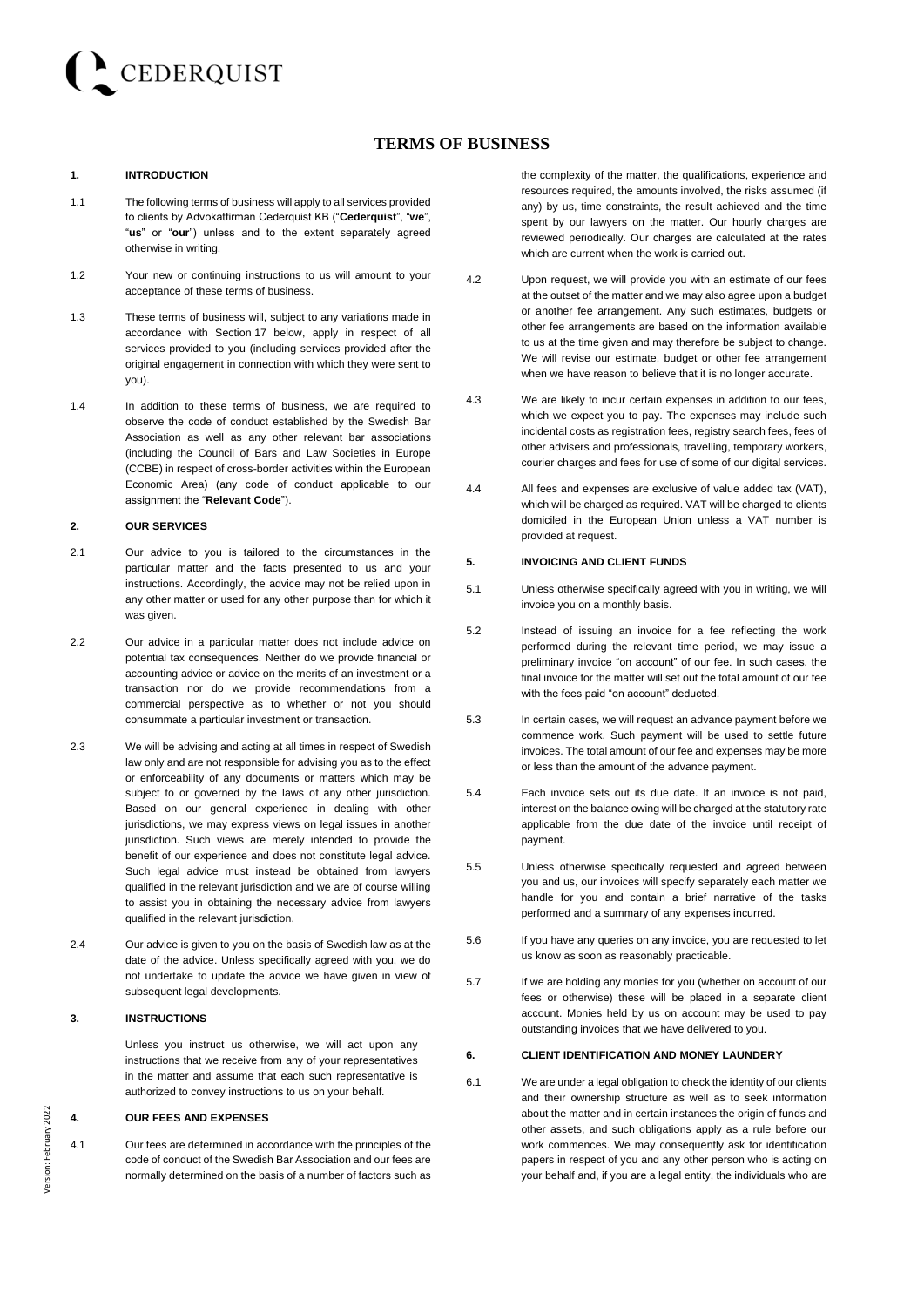CEDERQUIST

# TERMS OF BUSINESS

## 1. INTRODUCTION

1.1 The following terms of business will apply to all services provided to clients by Advokatfirman Cederquist KB ("**Cederquist**", "**we**", "**us**" or "**our**") unless and to the extent separately agreed otherwise in writing.

1.2 Your new or continuing instructions to us will amount to your acceptance of these terms of business.

1.3 These terms of business will, subject to any variations made in accordance with Section 17 below, apply in respect of all services provided to you (including services provided after the original engagement in connection with which they were sent to you).

1.4 In addition to these terms of business, we are required to observe the code of conduct established by the Swedish Bar Association as well as any other relevant bar associations (including the Council of Bars and Law Societies in Europe (CCBE) in respect of cross-border activities within the European Economic Area) (any code of conduct applicable to our assignment the "**Relevant Code**").

## 2. OUR SERVICES

2.1 Our advice to you is tailored to the circumstances in the particular matter and the facts presented to us and your instructions. Accordingly, the advice may not be relied upon in any other matter or used for any other purpose than for which it was given.

2.2 Our advice in a particular matter does not include advice on potential tax consequences. Neither do we provide financial or accounting advice or advice on the merits of an investment or a transaction nor do we provide recommendations from a commercial perspective as to whether or not you should consummate a particular investment or transaction.

2.3 We will be advising and acting at all times in respect of Swedish law only and are not responsible for advising you as to the effect or enforceability of any documents or matters which may be subject to or governed by the laws of any other jurisdiction. Based on our general experience in dealing with other jurisdictions, we may express views on legal issues in another jurisdiction. Such views are merely intended to provide the benefit of our experience and does not constitute legal advice. Such legal advice must instead be obtained from lawyers qualified in the relevant jurisdiction and we are of course willing to assist you in obtaining the necessary advice from lawyers qualified in the relevant jurisdiction.

2.4 Our advice is given to you on the basis of Swedish law as at the date of the advice. Unless specifically agreed with you, we do not undertake to update the advice we have given in view of subsequent legal developments.

## 3. INSTRUCTIONS

Unless you instruct us otherwise, we will act upon any instructions that we receive from any of your representatives in the matter and assume that each such representative is authorized to convey instructions to us on your behalf.

## 4. OUR FEES AND EXPENSES

4.1 Our fees are determined in accordance with the principles of the code of conduct of the Swedish Bar Association and our fees are normally determined on the basis of a number of factors such as the complexity of the matter, the qualifications, experience and resources required, the amounts involved, the risks assumed (if any) by us, time constraints, the result achieved and the time spent by our lawyers on the matter. Our hourly charges are reviewed periodically. Our charges are calculated at the rates which are current when the work is carried out.

4.2 Upon request, we will provide you with an estimate of our fees at the outset of the matter and we may also agree upon a budget or another fee arrangement. Any such estimates, budgets or other fee arrangements are based on the information available to us at the time given and may therefore be subject to change. We will revise our estimate, budget or other fee arrangement when we have reason to believe that it is no longer accurate.

4.3 We are likely to incur certain expenses in addition to our fees, which we expect you to pay. The expenses may include such incidental costs as registration fees, registry search fees, fees of other advisers and professionals, travelling, temporary workers, courier charges and fees for use of some of our digital services.

4.4 All fees and expenses are exclusive of value added tax (VAT), which will be charged as required. VAT will be charged to clients domiciled in the European Union unless a VAT number is provided at request.

## 5. INVOICING AND CLIENT FUNDS

5.1 Unless otherwise specifically agreed with you in writing, we will invoice you on a monthly basis.

5.2 Instead of issuing an invoice for a fee reflecting the work performed during the relevant time period, we may issue a preliminary invoice "on account" of our fee. In such cases, the final invoice for the matter will set out the total amount of our fee with the fees paid "on account" deducted.

5.3 In certain cases, we will request an advance payment before we commence work. Such payment will be used to settle future invoices. The total amount of our fee and expenses may be more or less than the amount of the advance payment.

5.4 Each invoice sets out its due date. If an invoice is not paid, interest on the balance owing will be charged at the statutory rate applicable from the due date of the invoice until receipt of payment.

5.5 Unless otherwise specifically requested and agreed between you and us, our invoices will specify separately each matter we handle for you and contain a brief narrative of the tasks performed and a summary of any expenses incurred.

5.6 If you have any queries on any invoice, you are requested to let us know as soon as reasonably practicable.

5.7 If we are holding any monies for you (whether on account of our fees or otherwise) these will be placed in a separate client account. Monies held by us on account may be used to pay outstanding invoices that we have delivered to you.

## 6. CLIENT IDENTIFICATION AND MONEY LAUNDERING

6.1 We are under a legal obligation to check the identity of our clients and their ownership structure as well as to seek information about the matter and in certain instances the origin of funds and other assets, and such obligations apply as a rule before our work commences. We may consequently ask for identification papers in respect of you and any other person who is acting on your behalf and, if you are a legal entity, the individuals who are

Version: February 2022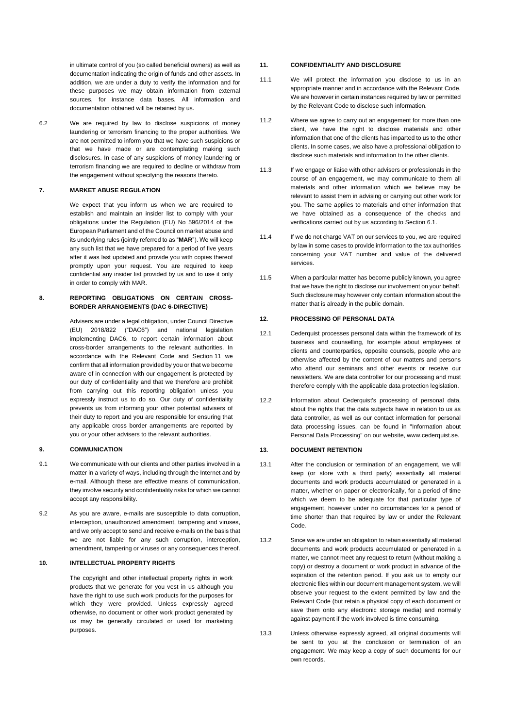in ultimate control of you (so called beneficial owners) as well as documentation indicating the origin of funds and other assets. In addition, we are under a duty to verify the information and for these purposes we may obtain information from external sources, for instance data bases. All information and documentation obtained will be retained by us.

6.2 We are required by law to disclose suspicions of money laundering or terrorism financing to the proper authorities. We are not permitted to inform you that we have such suspicions or that we have made or are contemplating making such disclosures. In case of any suspicions of money laundering or terrorism financing we are required to decline or withdraw from the engagement without specifying the reasons thereto.

## 7. MARKET ABUSE REGULATION

We expect that you inform us when we are required to establish and maintain an insider list to comply with your obligations under the Regulation (EU) No 596/2014 of the European Parliament and of the Council on market abuse and its underlying rules (jointly referred to as "**MAR**"). We will keep any such list that we have prepared for a period of five years after it was last updated and provide you with copies thereof promptly upon your request. You are required to keep confidential any insider list provided by us and to use it only in order to comply with MAR.

## 8. REPORTING OBLIGATIONS ON CERTAIN CROSS-BORDER ARRANGEMENTS (DAC 6-DIRECTIVE)

Advisers are under a legal obligation, under Council Directive (EU) 2018/822 ("DAC6") and national legislation implementing DAC6, to report certain information about cross-border arrangements to the relevant authorities. In accordance with the Relevant Code and Section 11 we confirm that all information provided by you or that we become aware of in connection with our engagement is protected by our duty of confidentiality and that we therefore are prohibit from carrying out this reporting obligation unless you expressly instruct us to do so. Our duty of confidentiality prevents us from informing your other potential advisers of their duty to report and you are responsible for ensuring that any applicable cross border arrangements are reported by you or your other advisers to the relevant authorities.

## 9. COMMUNICATION

9.1 We communicate with our clients and other parties involved in a matter in a variety of ways, including through the Internet and by e-mail. Although these are effective means of communication, they involve security and confidentiality risks for which we cannot accept any responsibility.

9.2 As you are aware, e-mails are susceptible to data corruption, interception, unauthorized amendment, tampering and viruses, and we only accept to send and receive e-mails on the basis that we are not liable for any such corruption, interception, amendment, tampering or viruses or any consequences thereof.

## 10. INTELLECTUAL PROPERTY RIGHTS

The copyright and other intellectual property rights in work products that we generate for you vest in us although you have the right to use such work products for the purposes for which they were provided. Unless expressly agreed otherwise, no document or other work product generated by us may be generally circulated or used for marketing purposes.

## 11. CONFIDENTIALITY AND DISCLOSURE

11.1 We will protect the information you disclose to us in an appropriate manner and in accordance with the Relevant Code. We are however in certain instances required by law or permitted by the Relevant Code to disclose such information.

11.2 Where we agree to carry out an engagement for more than one client, we have the right to disclose materials and other information that one of the clients has imparted to us to the other clients. In some cases, we also have a professional obligation to disclose such materials and information to the other clients.

11.3 If we engage or liaise with other advisers or professionals in the course of an engagement, we may communicate to them all materials and other information which we believe may be relevant to assist them in advising or carrying out other work for you. The same applies to materials and other information that we have obtained as a consequence of the checks and verifications carried out by us according to Section 6.1.

11.4 If we do not charge VAT on our services to you, we are required by law in some cases to provide information to the tax authorities concerning your VAT number and value of the delivered services.

11.5 When a particular matter has become publicly known, you agree that we have the right to disclose our involvement on your behalf. Such disclosure may however only contain information about the matter that is already in the public domain.

## 12. PROCESSING OF PERSONAL DATA

12.1 Cederquist processes personal data within the framework of its business and counselling, for example about employees of clients and counterparties, opposite counsels, people who are otherwise affected by the content of our matters and persons who attend our seminars and other events or receive our newsletters. We are data controller for our processing and must therefore comply with the applicable data protection legislation.

12.2 Information about Cederquist's processing of personal data, about the rights that the data subjects have in relation to us as data controller, as well as our contact information for personal data processing issues, can be found in "Information about Personal Data Processing" on our website, www.cederquist.se.

## 13. DOCUMENT RETENTION

13.1 After the conclusion or termination of an engagement, we will keep (or store with a third party) essentially all material documents and work products accumulated or generated in a matter, whether on paper or electronically, for a period of time which we deem to be adequate for that particular type of engagement, however under no circumstances for a period of time shorter than that required by law or under the Relevant Code.

13.2 Since we are under an obligation to retain essentially all material documents and work products accumulated or generated in a matter, we cannot meet any request to return (without making a copy) or destroy a document or work product in advance of the expiration of the retention period. If you ask us to empty our electronic files within our document management system, we will observe your request to the extent permitted by law and the Relevant Code (but retain a physical copy of each document or save them onto any electronic storage media) and normally against payment if the work involved is time consuming.

13.3 Unless otherwise expressly agreed, all original documents will be sent to you at the conclusion or termination of an engagement. We may keep a copy of such documents for our own records.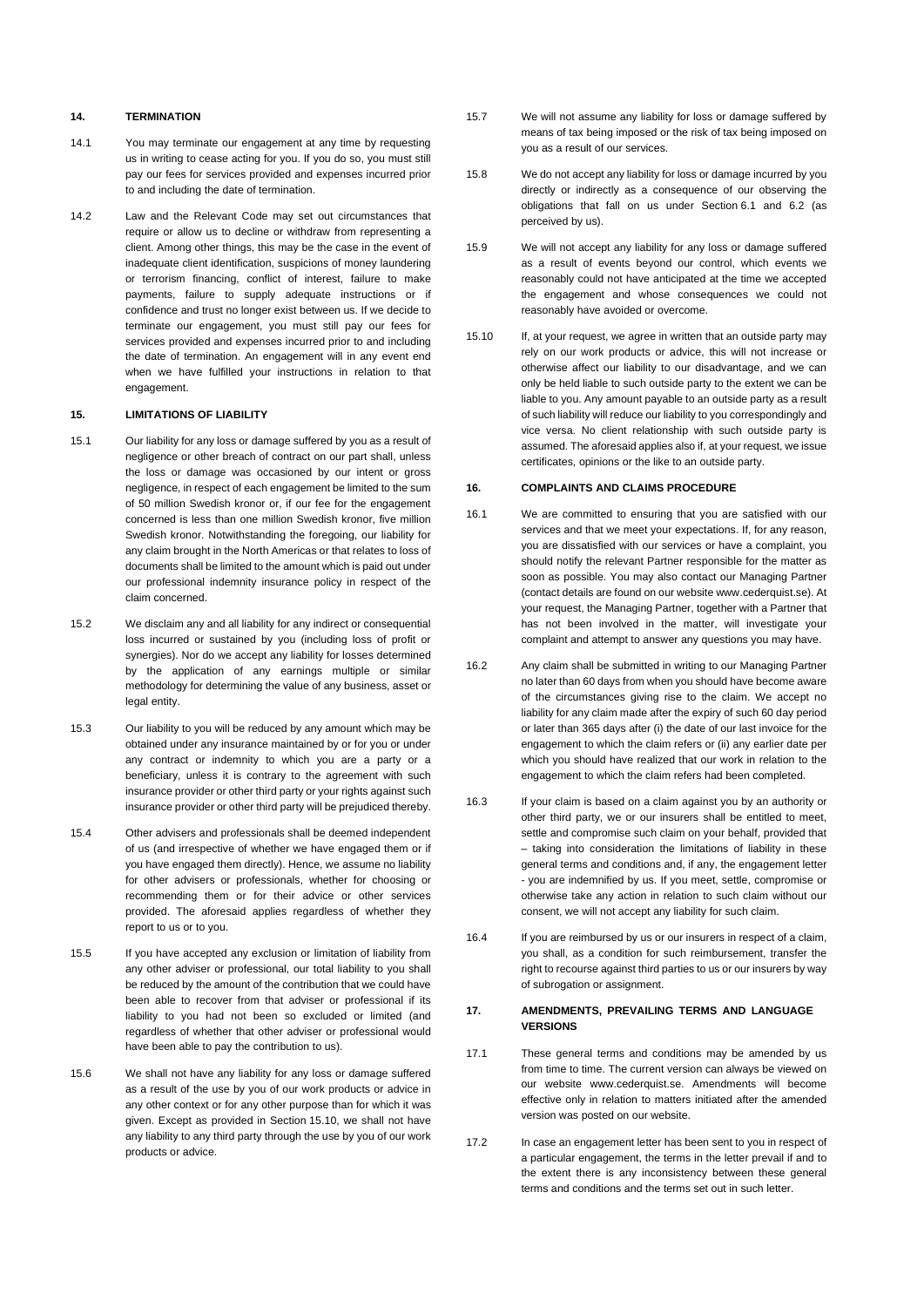## 14. TERMINATION

14.1 You may terminate our engagement at any time by requesting us in writing to cease acting for you. If you do so, you must still pay our fees for services provided and expenses incurred prior to and including the date of termination.

14.2 Law and the Relevant Code may set out circumstances that require or allow us to decline or withdraw from representing a client. Among other things, this may be the case in the event of inadequate client identification, suspicions of money laundering or terrorism financing, conflict of interest, failure to make payments, failure to supply adequate instructions or if confidence and trust no longer exist between us. If we decide to terminate our engagement, you must still pay our fees for services provided and expenses incurred prior to and including the date of termination. An engagement will in any event end when we have fulfilled your instructions in relation to that engagement.

## 15. LIMITATIONS OF LIABILITY

15.1 Our liability for any loss or damage suffered by you as a result of negligence or other breach of contract on our part shall, unless the loss or damage was occasioned by our intent or gross negligence, in respect of each engagement be limited to the sum of 50 million Swedish kronor or, if our fee for the engagement concerned is less than one million Swedish kronor, five million Swedish kronor. Notwithstanding the foregoing, our liability for any claim brought in the North Americas or that relates to loss of documents shall be limited to the amount which is paid out under our professional indemnity insurance policy in respect of the claim concerned.

15.2 We disclaim any and all liability for any indirect or consequential loss incurred or sustained by you (including loss of profit or synergies). Nor do we accept any liability for losses determined by the application of any earnings multiple or similar methodology for determining the value of any business, asset or legal entity.

15.3 Our liability to you will be reduced by any amount which may be obtained under any insurance maintained by or for you or under any contract or indemnity to which you are a party or a beneficiary, unless it is contrary to the agreement with such insurance provider or other third party or your rights against such insurance provider or other third party will be prejudiced thereby.

15.4 Other advisers and professionals shall be deemed independent of us (and irrespective of whether we have engaged them or if you have engaged them directly). Hence, we assume no liability for other advisers or professionals, whether for choosing or recommending them or for their advice or other services provided. The aforesaid applies regardless of whether they report to us or to you.

15.5 If you have accepted any exclusion or limitation of liability from any other adviser or professional, our total liability to you shall be reduced by the amount of the contribution that we could have been able to recover from that adviser or professional if its liability to you had not been so excluded or limited (and regardless of whether that other adviser or professional would have been able to pay the contribution to us).

15.6 We shall not have any liability for any loss or damage suffered as a result of the use by you of our work products or advice in any other context or for any other purpose than for which it was given. Except as provided in Section 15.10, we shall not have any liability to any third party through the use by you of our work products or advice.

15.7 We will not assume any liability for loss or damage suffered by means of tax being imposed or the risk of tax being imposed on you as a result of our services.

15.8 We do not accept any liability for loss or damage incurred by you directly or indirectly as a consequence of our observing the obligations that fall on us under Section 6.1 and 6.2 (as perceived by us).

15.9 We will not accept any liability for any loss or damage suffered as a result of events beyond our control, which events we reasonably could not have anticipated at the time we accepted the engagement and whose consequences we could not reasonably have avoided or overcome.

15.10 If, at your request, we agree in written that an outside party may rely on our work products or advice, this will not increase or otherwise affect our liability to our disadvantage, and we can only be held liable to such outside party to the extent we can be liable to you. Any amount payable to an outside party as a result of such liability will reduce our liability to you correspondingly and vice versa. No client relationship with such outside party is assumed. The aforesaid applies also if, at your request, we issue certificates, opinions or the like to an outside party.

## 16. COMPLAINTS AND CLAIMS PROCEDURE

16.1 We are committed to ensuring that you are satisfied with our services and that we meet your expectations. If, for any reason, you are dissatisfied with our services or have a complaint, you should notify the relevant Partner responsible for the matter as soon as possible. You may also contact our Managing Partner (contact details are found on our website www.cederquist.se). At your request, the Managing Partner, together with a Partner that has not been involved in the matter, will investigate your complaint and attempt to answer any questions you may have.

16.2 Any claim shall be submitted in writing to our Managing Partner no later than 60 days from when you should have become aware of the circumstances giving rise to the claim. We accept no liability for any claim made after the expiry of such 60 day period or later than 365 days after (i) the date of our last invoice for the engagement to which the claim refers or (ii) any earlier date per which you should have realized that our work in relation to the engagement to which the claim refers had been completed.

16.3 If your claim is based on a claim against you by an authority or other third party, we or our insurers shall be entitled to meet, settle and compromise such claim on your behalf, provided that – taking into consideration the limitations of liability in these general terms and conditions and, if any, the engagement letter - you are indemnified by us. If you meet, settle, compromise or otherwise take any action in relation to such claim without our consent, we will not accept any liability for such claim.

16.4 If you are reimbursed by us or our insurers in respect of a claim, you shall, as a condition for such reimbursement, transfer the right to recourse against third parties to us or our insurers by way of subrogation or assignment.

## 17. AMENDMENTS, PREVAILING TERMS AND LANGUAGE VERSIONS

17.1 These general terms and conditions may be amended by us from time to time. The current version can always be viewed on our website www.cederquist.se. Amendments will become effective only in relation to matters initiated after the amended version was posted on our website.

17.2 In case an engagement letter has been sent to you in respect of a particular engagement, the terms in the letter prevail if and to the extent there is any inconsistency between these general terms and conditions and the terms set out in such letter.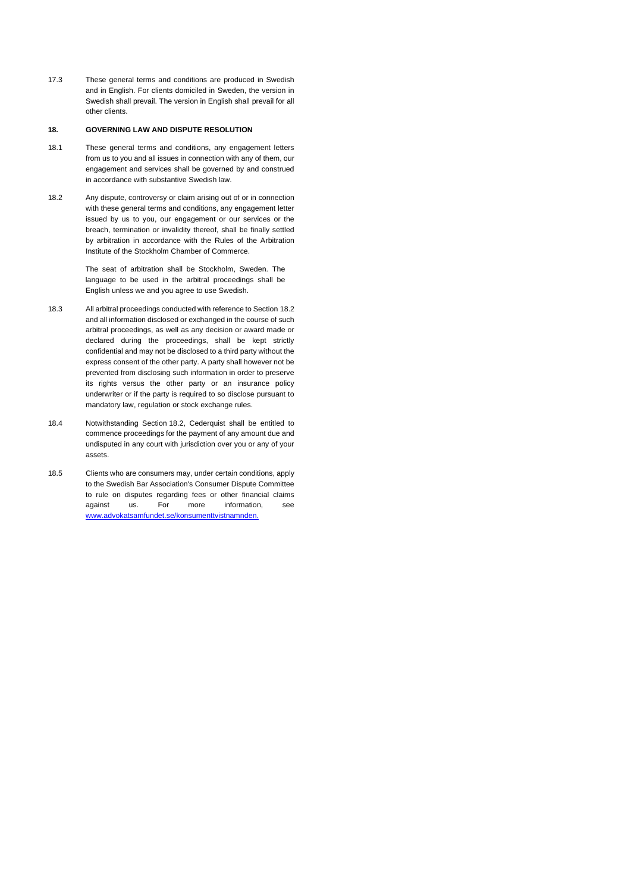17.3 These general terms and conditions are produced in Swedish and in English. For clients domiciled in Sweden, the version in Swedish shall prevail. The version in English shall prevail for all other clients.

## 18. GOVERNING LAW AND DISPUTE RESOLUTION

18.1 These general terms and conditions, any engagement letters from us to you and all issues in connection with any of them, our engagement and services shall be governed by and construed in accordance with substantive Swedish law.

18.2 Any dispute, controversy or claim arising out of or in connection with these general terms and conditions, any engagement letter issued by us to you, our engagement or our services or the breach, termination or invalidity thereof, shall be finally settled by arbitration in accordance with the Rules of the Arbitration Institute of the Stockholm Chamber of Commerce.

The seat of arbitration shall be Stockholm, Sweden. The language to be used in the arbitral proceedings shall be English unless we and you agree to use Swedish.

18.3 All arbitral proceedings conducted with reference to Section 18.2 and all information disclosed or exchanged in the course of such arbitral proceedings, as well as any decision or award made or declared during the proceedings, shall be kept strictly confidential and may not be disclosed to a third party without the express consent of the other party. A party shall however not be prevented from disclosing such information in order to preserve its rights versus the other party or an insurance policy underwriter or if the party is required to so disclose pursuant to mandatory law, regulation or stock exchange rules.

18.4 Notwithstanding Section 18.2, Cederquist shall be entitled to commence proceedings for the payment of any amount due and undisputed in any court with jurisdiction over you or any of your assets.

18.5 Clients who are consumers may, under certain conditions, apply to the Swedish Bar Association's Consumer Dispute Committee to rule on disputes regarding fees or other financial claims against us. For more information, see www.advokatsamfundet.se/konsumenttvistnamnden.